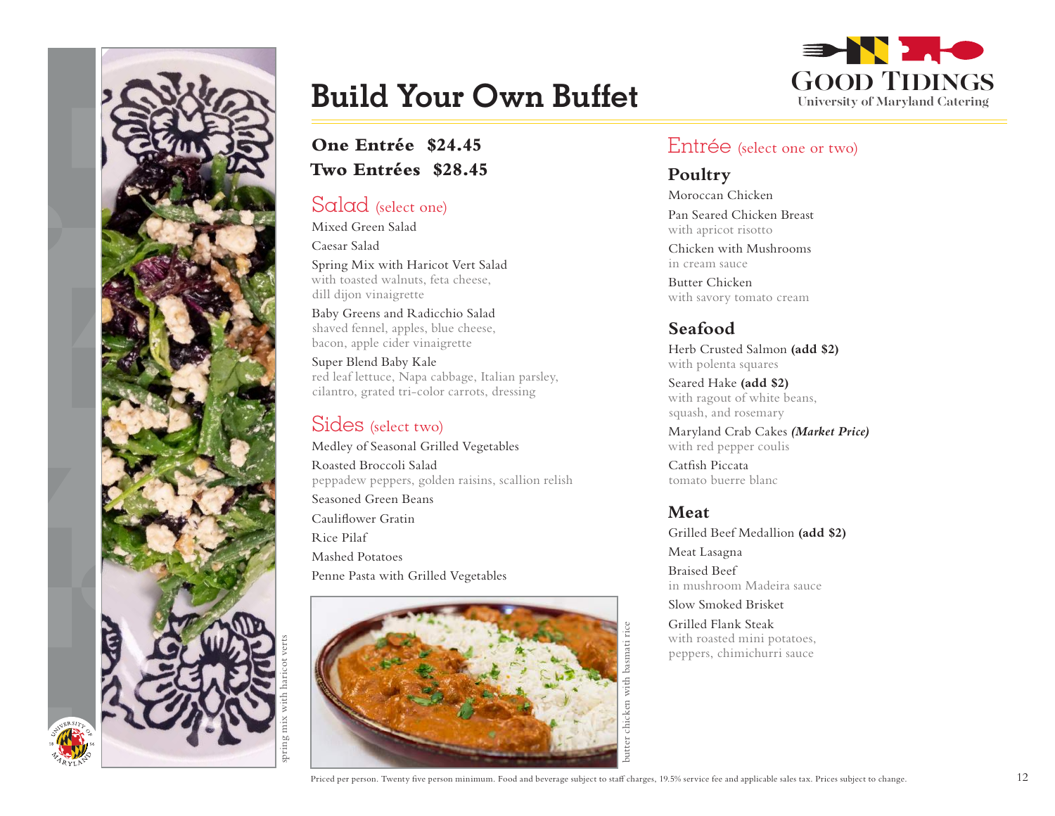# Build Your Own Buffet

**Good Tidings**
**University of Maryland Catering**

**One Entrée $24.45**
**Two Entrées $28.45**

## Salad (select one)

Mixed Green Salad

Caesar Salad

Spring Mix with Haricot Vert Salad
with toasted walnuts, feta cheese, dill dijon vinaigrette

Baby Greens and Radicchio Salad
shaved fennel, apples, blue cheese, bacon, apple cider vinaigrette

Super Blend Baby Kale
red leaf lettuce, Napa cabbage, Italian parsley, cilantro, grated tri-color carrots, dressing

## Sides (select two)

Medley of Seasonal Grilled Vegetables

Roasted Broccoli Salad
peppadew peppers, golden raisins, scallion relish

Seasoned Green Beans

Cauliflower Gratin

Rice Pilaf

Mashed Potatoes

Penne Pasta with Grilled Vegetables

spring mix with haricot verts

butter chicken with basmati rice

## Entrée (select one or two)

### Poultry

Moroccan Chicken

Pan Seared Chicken Breast
with apricot risotto

Chicken with Mushrooms
in cream sauce

Butter Chicken
with savory tomato cream

### Seafood

Herb Crusted Salmon **(add $2)**
with polenta squares

Seared Hake **(add $2)**
with ragout of white beans, squash, and rosemary

Maryland Crab Cakes ***(Market Price)***
with red pepper coulis

Catfish Piccata
tomato buerre blanc

### Meat

Grilled Beef Medallion **(add $2)**

Meat Lasagna

Braised Beef
in mushroom Madeira sauce

Slow Smoked Brisket

Grilled Flank Steak
with roasted mini potatoes, peppers, chimichurri sauce

Priced per person. Twenty five person minimum. Food and beverage subject to staff charges, 19.5% service fee and applicable sales tax. Prices subject to change.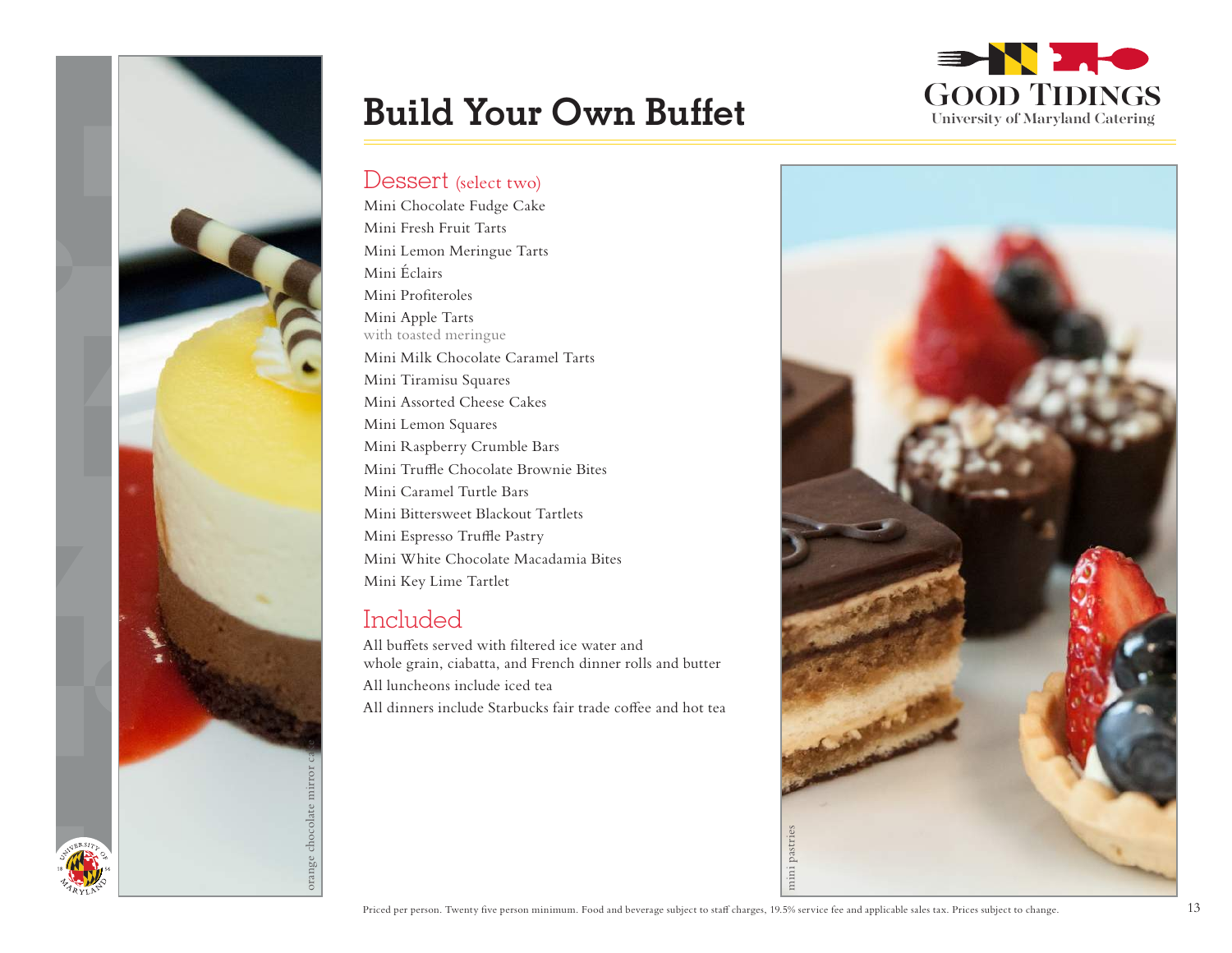# Build Your Own Buffet

Good Tidings
University of Maryland Catering

## Dessert (select two)

Mini Chocolate Fudge Cake
Mini Fresh Fruit Tarts
Mini Lemon Meringue Tarts
Mini Éclairs
Mini Profiteroles
Mini Apple Tarts
with toasted meringue
Mini Milk Chocolate Caramel Tarts
Mini Tiramisu Squares
Mini Assorted Cheese Cakes
Mini Lemon Squares
Mini Raspberry Crumble Bars
Mini Truffle Chocolate Brownie Bites
Mini Caramel Turtle Bars
Mini Bittersweet Blackout Tartlets
Mini Espresso Truffle Pastry
Mini White Chocolate Macadamia Bites
Mini Key Lime Tartlet

## Included

All buffets served with filtered ice water and whole grain, ciabatta, and French dinner rolls and butter
All luncheons include iced tea
All dinners include Starbucks fair trade coffee and hot tea

orange chocolate mirror cake

mini pastries

Priced per person. Twenty five person minimum. Food and beverage subject to staff charges, 19.5% service fee and applicable sales tax. Prices subject to change.